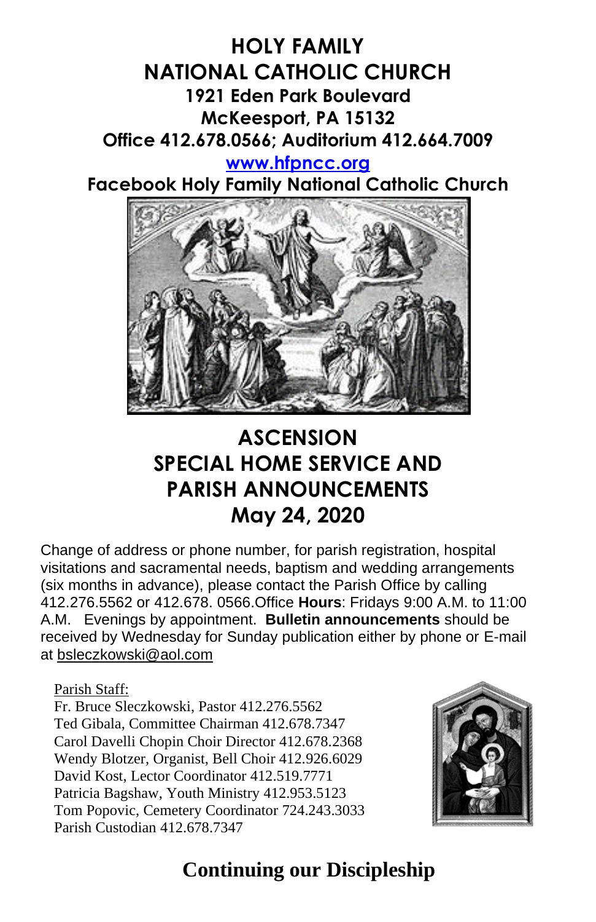# HOLY FAMILY
# NATIONAL CATHOLIC CHURCH

**1921 Eden Park Boulevard**
**McKeesport, PA 15132**
**Office 412.678.0566; Auditorium 412.664.7009**
**www.hfpncc.org**
**Facebook Holy Family National Catholic Church**

## ASCENSION
## SPECIAL HOME SERVICE AND PARISH ANNOUNCEMENTS
## May 24, 2020

Change of address or phone number, for parish registration, hospital visitations and sacramental needs, baptism and wedding arrangements (six months in advance), please contact the Parish Office by calling 412.276.5562 or 412.678. 0566.Office **Hours**: Fridays 9:00 A.M. to 11:00 A.M. Evenings by appointment. **Bulletin announcements** should be received by Wednesday for Sunday publication either by phone or E-mail at bsleczkowski@aol.com

Parish Staff:
Fr. Bruce Sleczkowski, Pastor 412.276.5562
Ted Gibala, Committee Chairman 412.678.7347
Carol Davelli Chopin Choir Director 412.678.2368
Wendy Blotzer, Organist, Bell Choir 412.926.6029
David Kost, Lector Coordinator 412.519.7771
Patricia Bagshaw, Youth Ministry 412.953.5123
Tom Popovic, Cemetery Coordinator 724.243.3033
Parish Custodian 412.678.7347

## Continuing our Discipleship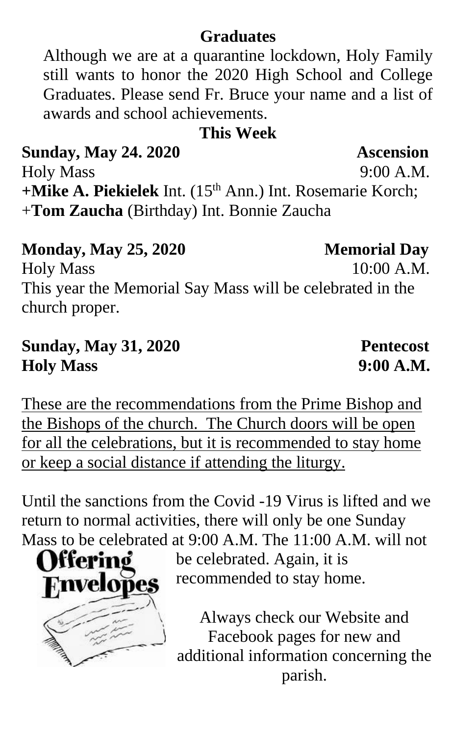## Graduates

Although we are at a quarantine lockdown, Holy Family still wants to honor the 2020 High School and College Graduates. Please send Fr. Bruce your name and a list of awards and school achievements.

## This Week

**Sunday, May 24. 2020** **Ascension**

Holy Mass 9:00 A.M.

**+Mike A. Piekielek** Int. (15th Ann.) Int. Rosemarie Korch; +**Tom Zaucha** (Birthday) Int. Bonnie Zaucha

**Monday, May 25, 2020** **Memorial Day**

Holy Mass 10:00 A.M.

This year the Memorial Say Mass will be celebrated in the church proper.

**Sunday, May 31, 2020** **Pentecost**

**Holy Mass** **9:00 A.M.**

These are the recommendations from the Prime Bishop and the Bishops of the church. The Church doors will be open for all the celebrations, but it is recommended to stay home or keep a social distance if attending the liturgy.

Until the sanctions from the Covid -19 Virus is lifted and we return to normal activities, there will only be one Sunday Mass to be celebrated at 9:00 A.M. The 11:00 A.M. will not be celebrated. Again, it is recommended to stay home.

Offering Envelopes

Always check our Website and Facebook pages for new and additional information concerning the parish.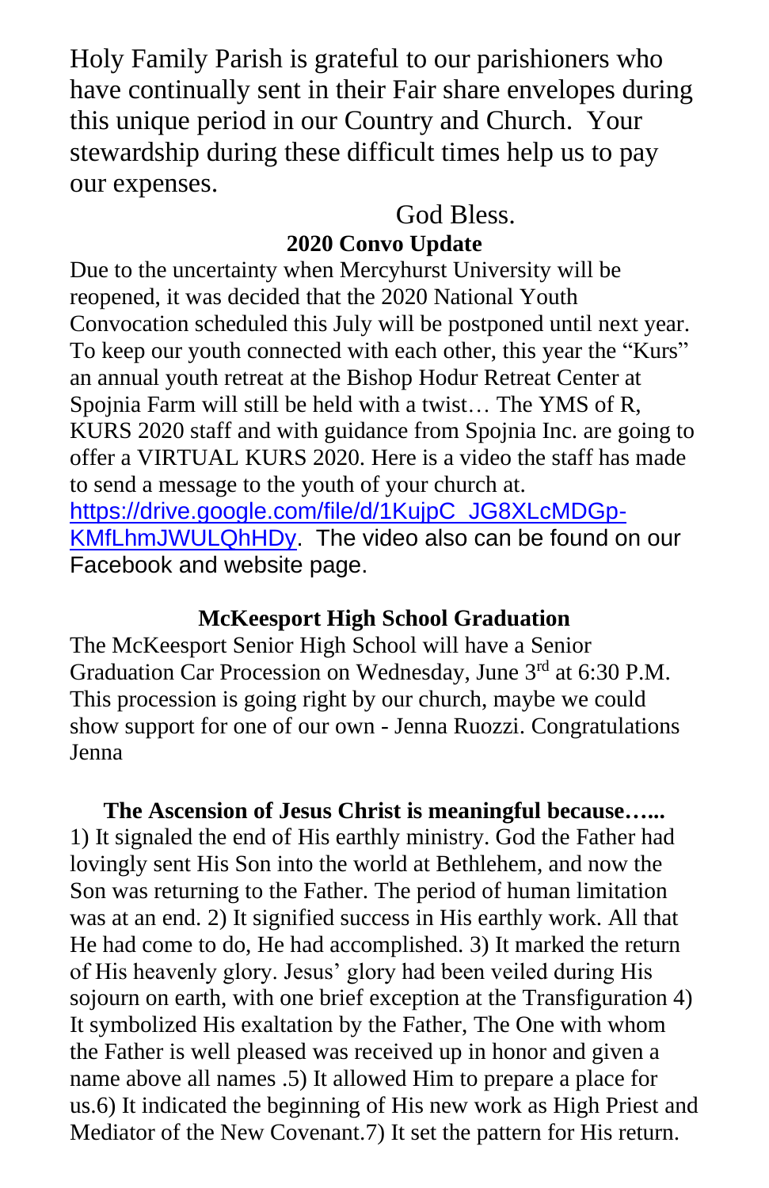Holy Family Parish is grateful to our parishioners who have continually sent in their Fair share envelopes during this unique period in our Country and Church. Your stewardship during these difficult times help us to pay our expenses.

God Bless.

**2020 Convo Update**

Due to the uncertainty when Mercyhurst University will be reopened, it was decided that the 2020 National Youth Convocation scheduled this July will be postponed until next year. To keep our youth connected with each other, this year the "Kurs" an annual youth retreat at the Bishop Hodur Retreat Center at Spojnia Farm will still be held with a twist… The YMS of R, KURS 2020 staff and with guidance from Spojnia Inc. are going to offer a VIRTUAL KURS 2020. Here is a video the staff has made to send a message to the youth of your church at. https://drive.google.com/file/d/1KujpC_JG8XLcMDGp-KMfLhmJWULQhHDy. The video also can be found on our Facebook and website page.

**McKeesport High School Graduation**

The McKeesport Senior High School will have a Senior Graduation Car Procession on Wednesday, June 3rd at 6:30 P.M. This procession is going right by our church, maybe we could show support for one of our own - Jenna Ruozzi. Congratulations Jenna

**The Ascension of Jesus Christ is meaningful because…...**

1) It signaled the end of His earthly ministry. God the Father had lovingly sent His Son into the world at Bethlehem, and now the Son was returning to the Father. The period of human limitation was at an end. 2) It signified success in His earthly work. All that He had come to do, He had accomplished. 3) It marked the return of His heavenly glory. Jesus' glory had been veiled during His sojourn on earth, with one brief exception at the Transfiguration 4) It symbolized His exaltation by the Father, The One with whom the Father is well pleased was received up in honor and given a name above all names .5) It allowed Him to prepare a place for us.6) It indicated the beginning of His new work as High Priest and Mediator of the New Covenant.7) It set the pattern for His return.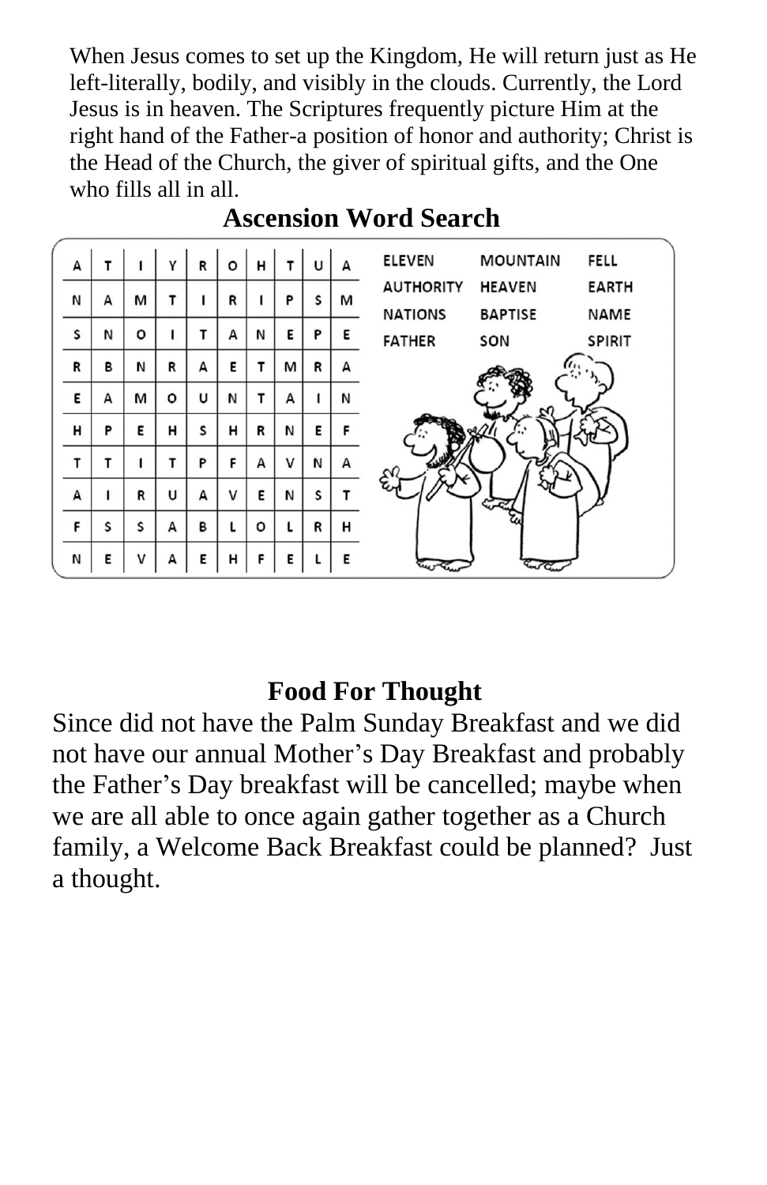When Jesus comes to set up the Kingdom, He will return just as He left-literally, bodily, and visibly in the clouds. Currently, the Lord Jesus is in heaven. The Scriptures frequently picture Him at the right hand of the Father-a position of honor and authority; Christ is the Head of the Church, the giver of spiritual gifts, and the One who fills all in all.

## Ascension Word Search

| | | | | | | | | | |
|---|---|---|---|---|---|---|---|---|---|
| A | T | I | Y | R | O | H | T | U | A |
| N | A | M | T | I | R | I | P | S | M |
| S | N | O | I | T | A | N | E | P | E |
| R | B | N | R | A | E | T | M | R | A |
| E | A | M | O | U | N | T | A | I | N |
| H | P | E | H | S | H | R | N | E | F |
| T | T | I | T | P | F | A | V | N | A |
| A | I | R | U | A | V | E | N | S | T |
| F | S | S | A | B | L | O | L | R | H |
| N | E | V | A | E | H | F | E | L | E |

| | | |
|---|---|---|
| ELEVEN | MOUNTAIN | FELL |
| AUTHORITY | HEAVEN | EARTH |
| NATIONS | BAPTISE | NAME |
| FATHER | SON | SPIRIT |

## Food For Thought

Since did not have the Palm Sunday Breakfast and we did not have our annual Mother's Day Breakfast and probably the Father's Day breakfast will be cancelled; maybe when we are all able to once again gather together as a Church family, a Welcome Back Breakfast could be planned? Just a thought.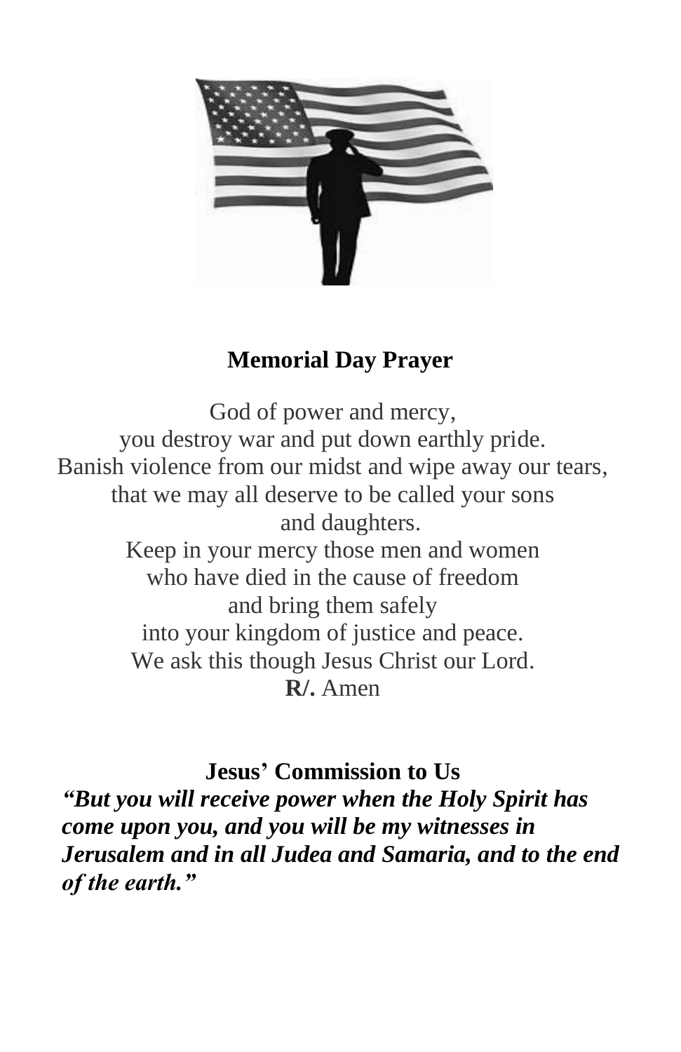## Memorial Day Prayer

God of power and mercy,
you destroy war and put down earthly pride.
Banish violence from our midst and wipe away our tears,
that we may all deserve to be called your sons
and daughters.
Keep in your mercy those men and women
who have died in the cause of freedom
and bring them safely
into your kingdom of justice and peace.
We ask this though Jesus Christ our Lord.
**R/.** Amen

## Jesus' Commission to Us

***"But you will receive power when the Holy Spirit has come upon you, and you will be my witnesses in Jerusalem and in all Judea and Samaria, and to the end of the earth."***